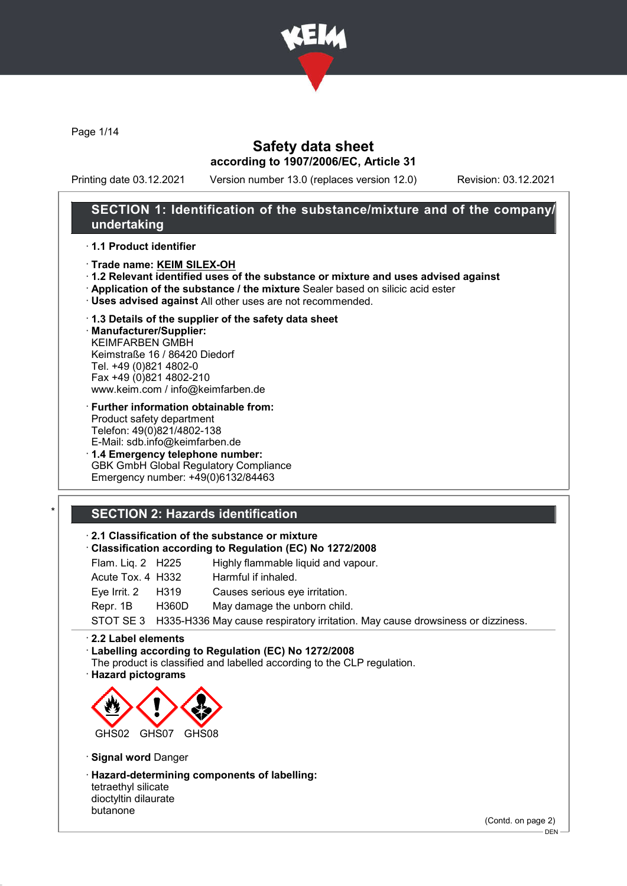# Safety data sheet

**according to 1907/2006/EC, Article 31**

Printing date 03.12.2021 Version number 13.0 (replaces version 12.0) Revision: 03.12.2021

## SECTION 1: Identification of the substance/mixture and of the company/undertaking

· **1.1 Product identifier**

· **Trade name: KEIM SILEX-OH**

· **1.2 Relevant identified uses of the substance or mixture and uses advised against**

· **Application of the substance / the mixture** Sealer based on silicic acid ester

· **Uses advised against** All other uses are not recommended.

· **1.3 Details of the supplier of the safety data sheet**

· **Manufacturer/Supplier:**
KEIMFARBEN GMBH
Keimstraße 16 / 86420 Diedorf
Tel. +49 (0)821 4802-0
Fax +49 (0)821 4802-210
www.keim.com / info@keimfarben.de

· **Further information obtainable from:**
Product safety department
Telefon: 49(0)821/4802-138
E-Mail: sdb.info@keimfarben.de

· **1.4 Emergency telephone number:**
GBK GmbH Global Regulatory Compliance
Emergency number: +49(0)6132/84463

## SECTION 2: Hazards identification

· **2.1 Classification of the substance or mixture**

· **Classification according to Regulation (EC) No 1272/2008**

| | | |
|---|---|---|
| Flam. Liq. 2 | H225 | Highly flammable liquid and vapour. |
| Acute Tox. 4 | H332 | Harmful if inhaled. |
| Eye Irrit. 2 | H319 | Causes serious eye irritation. |
| Repr. 1B | H360D | May damage the unborn child. |
| STOT SE 3 | H335-H336 | May cause respiratory irritation. May cause drowsiness or dizziness. |

· **2.2 Label elements**

· **Labelling according to Regulation (EC) No 1272/2008**
The product is classified and labelled according to the CLP regulation.

· **Hazard pictograms**

GHS02 GHS07 GHS08

· **Signal word** Danger

· **Hazard-determining components of labelling:**
tetraethyl silicate
dioctyltin dilaurate
butanone

(Contd. on page 2)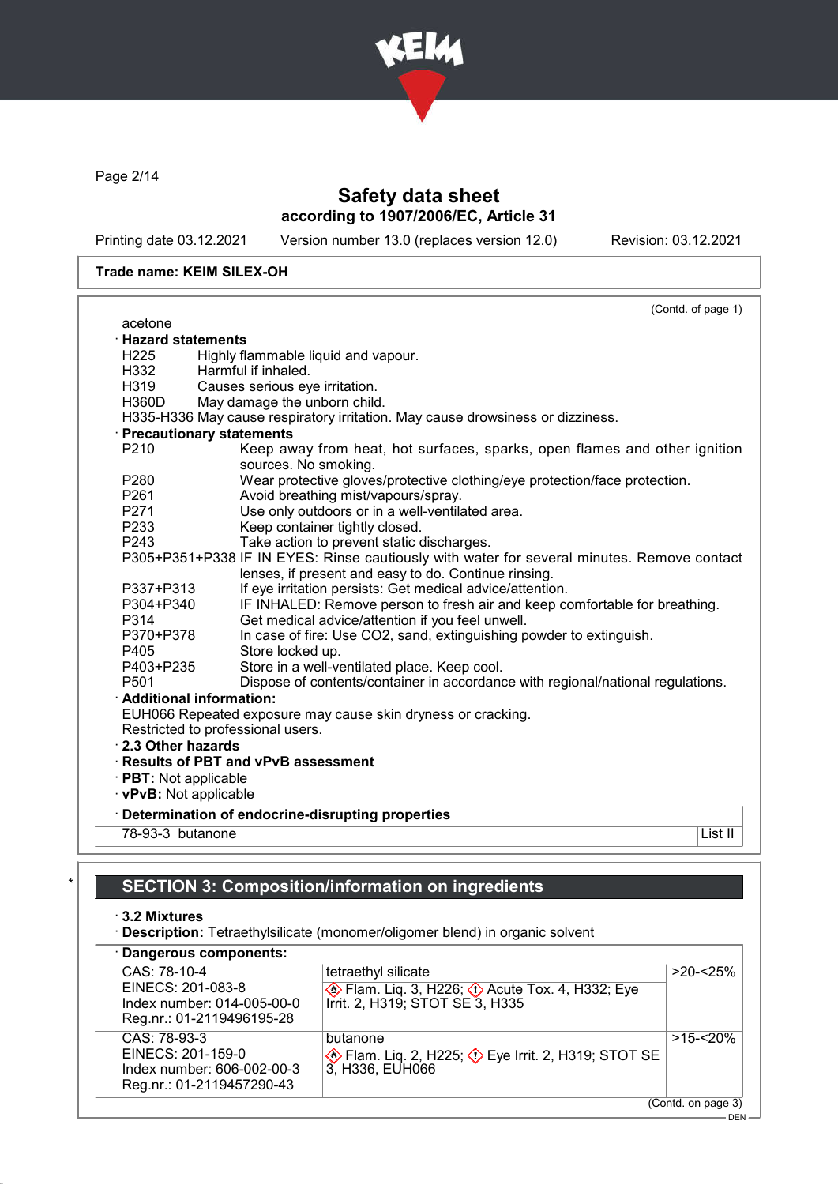**Trade name: KEIM SILEX-OH**

(Contd. of page 1)

acetone

· **Hazard statements**

H225 Highly flammable liquid and vapour.
H332 Harmful if inhaled.
H319 Causes serious eye irritation.
H360D May damage the unborn child.
H335-H336 May cause respiratory irritation. May cause drowsiness or dizziness.

· **Precautionary statements**

P210 Keep away from heat, hot surfaces, sparks, open flames and other ignition sources. No smoking.
P280 Wear protective gloves/protective clothing/eye protection/face protection.
P261 Avoid breathing mist/vapours/spray.
P271 Use only outdoors or in a well-ventilated area.
P233 Keep container tightly closed.
P243 Take action to prevent static discharges.
P305+P351+P338 IF IN EYES: Rinse cautiously with water for several minutes. Remove contact lenses, if present and easy to do. Continue rinsing.
P337+P313 If eye irritation persists: Get medical advice/attention.
P304+P340 IF INHALED: Remove person to fresh air and keep comfortable for breathing.
P314 Get medical advice/attention if you feel unwell.
P370+P378 In case of fire: Use CO2, sand, extinguishing powder to extinguish.
P405 Store locked up.
P403+P235 Store in a well-ventilated place. Keep cool.
P501 Dispose of contents/container in accordance with regional/national regulations.

· **Additional information:**

EUH066 Repeated exposure may cause skin dryness or cracking.
Restricted to professional users.

· **2.3 Other hazards**

· **Results of PBT and vPvB assessment**

· **PBT:** Not applicable

· **vPvB:** Not applicable

· **Determination of endocrine-disrupting properties**

| 78-93-3 | butanone | List II |
|---|---|---|

## SECTION 3: Composition/information on ingredients

· **3.2 Mixtures**

· **Description:** Tetraethylsilicate (monomer/oligomer blend) in organic solvent

· **Dangerous components:**

| | | |
|---|---|---|
| CAS: 78-10-4<br>EINECS: 201-083-8<br>Index number: 014-005-00-0<br>Reg.nr.: 01-2119496195-28 | tetraethyl silicate<br>Flam. Liq. 3, H226; Acute Tox. 4, H332; Eye Irrit. 2, H319; STOT SE 3, H335 | >20-<25% |
| CAS: 78-93-3<br>EINECS: 201-159-0<br>Index number: 606-002-00-3<br>Reg.nr.: 01-2119457290-43 | butanone<br>Flam. Liq. 2, H225; Eye Irrit. 2, H319; STOT SE 3, H336, EUH066 | >15-<20% |

(Contd. on page 3)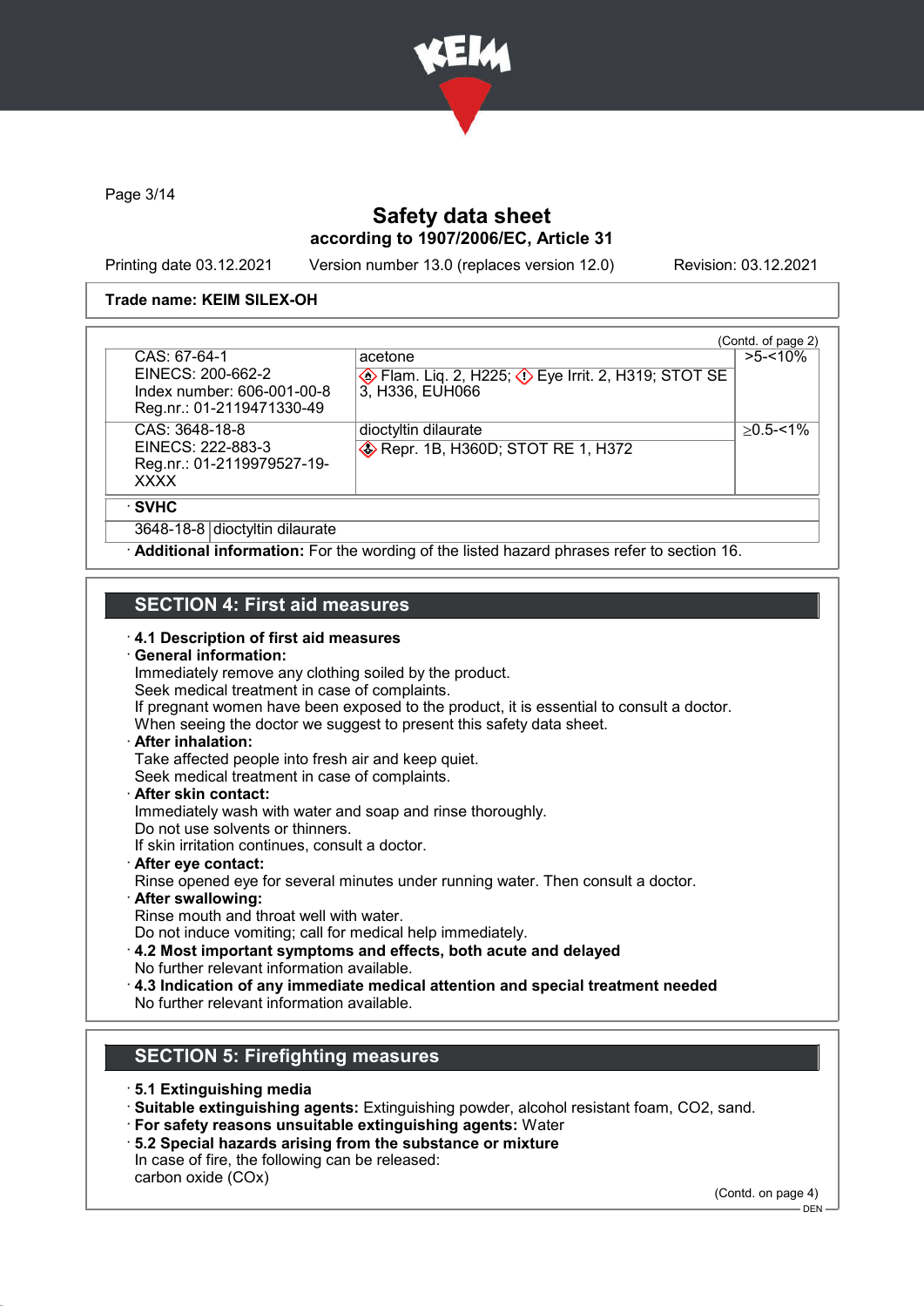**Trade name: KEIM SILEX-OH**

(Contd. of page 2)

| | | |
|---|---|---|
| CAS: 67-64-1<br>EINECS: 200-662-2<br>Index number: 606-001-00-8<br>Reg.nr.: 01-2119471330-49 | acetone<br>Flam. Liq. 2, H225; Eye Irrit. 2, H319; STOT SE 3, H336, EUH066 | >5-<10% |
| CAS: 3648-18-8<br>EINECS: 222-883-3<br>Reg.nr.: 01-2119979527-19-XXXX | dioctyltin dilaurate<br>Repr. 1B, H360D; STOT RE 1, H372 | ≥0.5-<1% |

· **SVHC**

| | |
|---|---|
| 3648-18-8 | dioctyltin dilaurate |

· **Additional information:** For the wording of the listed hazard phrases refer to section 16.

## SECTION 4: First aid measures

· **4.1 Description of first aid measures**

· **General information:**
Immediately remove any clothing soiled by the product.
Seek medical treatment in case of complaints.
If pregnant women have been exposed to the product, it is essential to consult a doctor.
When seeing the doctor we suggest to present this safety data sheet.

· **After inhalation:**
Take affected people into fresh air and keep quiet.
Seek medical treatment in case of complaints.

· **After skin contact:**
Immediately wash with water and soap and rinse thoroughly.
Do not use solvents or thinners.
If skin irritation continues, consult a doctor.

· **After eye contact:**
Rinse opened eye for several minutes under running water. Then consult a doctor.

· **After swallowing:**
Rinse mouth and throat well with water.
Do not induce vomiting; call for medical help immediately.

· **4.2 Most important symptoms and effects, both acute and delayed**
No further relevant information available.

· **4.3 Indication of any immediate medical attention and special treatment needed**
No further relevant information available.

## SECTION 5: Firefighting measures

· **5.1 Extinguishing media**

· **Suitable extinguishing agents:** Extinguishing powder, alcohol resistant foam, $CO_2$, sand.

· **For safety reasons unsuitable extinguishing agents:** Water

· **5.2 Special hazards arising from the substance or mixture**
In case of fire, the following can be released:
carbon oxide (COx)

(Contd. on page 4)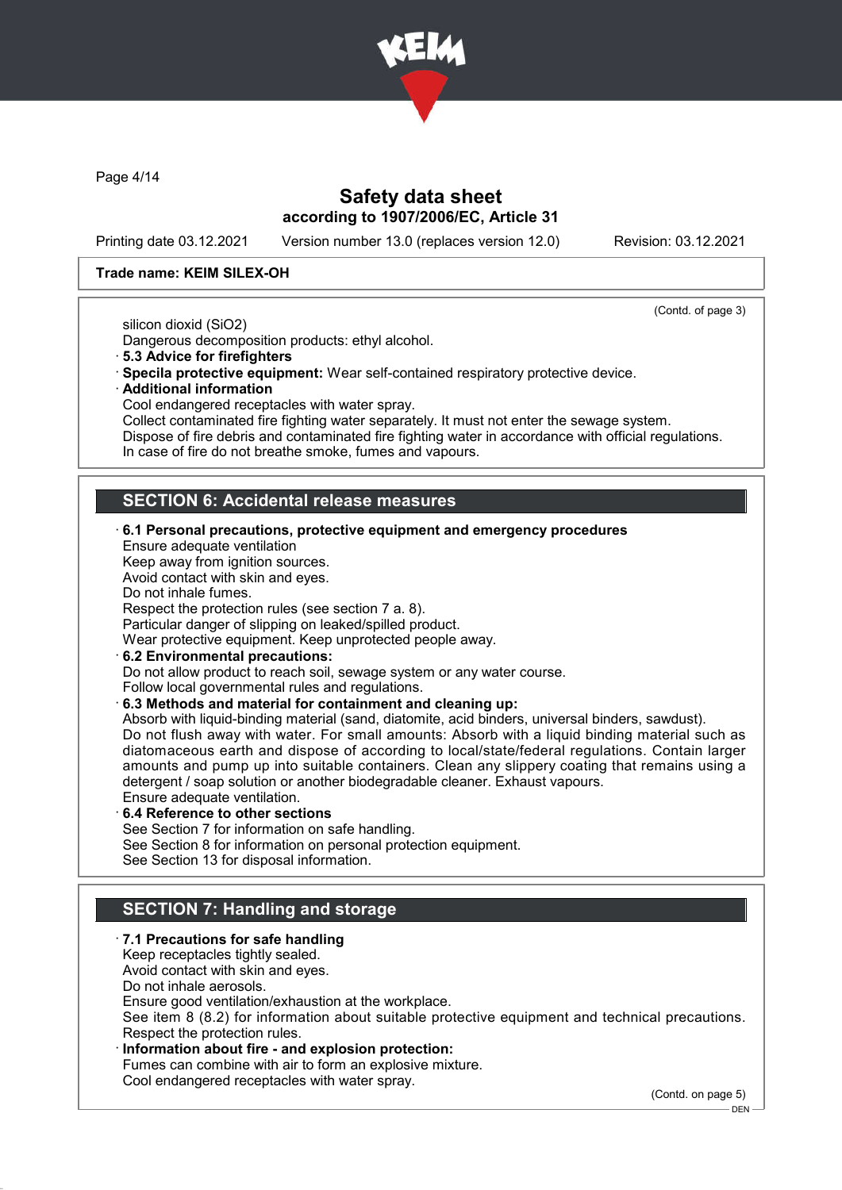Safety data sheet
according to 1907/2006/EC, Article 31

Printing date 03.12.2021 Version number 13.0 (replaces version 12.0) Revision: 03.12.2021

**Trade name: KEIM SILEX-OH**

(Contd. of page 3)

silicon dioxid (SiO2)
Dangerous decomposition products: ethyl alcohol.

· **5.3 Advice for firefighters**

· **Specila protective equipment:** Wear self-contained respiratory protective device.

· **Additional information**
Cool endangered receptacles with water spray.
Collect contaminated fire fighting water separately. It must not enter the sewage system.
Dispose of fire debris and contaminated fire fighting water in accordance with official regulations.
In case of fire do not breathe smoke, fumes and vapours.

## SECTION 6: Accidental release measures

· **6.1 Personal precautions, protective equipment and emergency procedures**
Ensure adequate ventilation
Keep away from ignition sources.
Avoid contact with skin and eyes.
Do not inhale fumes.
Respect the protection rules (see section 7 a. 8).
Particular danger of slipping on leaked/spilled product.
Wear protective equipment. Keep unprotected people away.

· **6.2 Environmental precautions:**
Do not allow product to reach soil, sewage system or any water course.
Follow local governmental rules and regulations.

· **6.3 Methods and material for containment and cleaning up:**
Absorb with liquid-binding material (sand, diatomite, acid binders, universal binders, sawdust).
Do not flush away with water. For small amounts: Absorb with a liquid binding material such as diatomaceous earth and dispose of according to local/state/federal regulations. Contain larger amounts and pump up into suitable containers. Clean any slippery coating that remains using a detergent / soap solution or another biodegradable cleaner. Exhaust vapours.
Ensure adequate ventilation.

· **6.4 Reference to other sections**
See Section 7 for information on safe handling.
See Section 8 for information on personal protection equipment.
See Section 13 for disposal information.

## SECTION 7: Handling and storage

· **7.1 Precautions for safe handling**
Keep receptacles tightly sealed.
Avoid contact with skin and eyes.
Do not inhale aerosols.
Ensure good ventilation/exhaustion at the workplace.
See item 8 (8.2) for information about suitable protective equipment and technical precautions.
Respect the protection rules.

· **Information about fire - and explosion protection:**
Fumes can combine with air to form an explosive mixture.
Cool endangered receptacles with water spray.

(Contd. on page 5)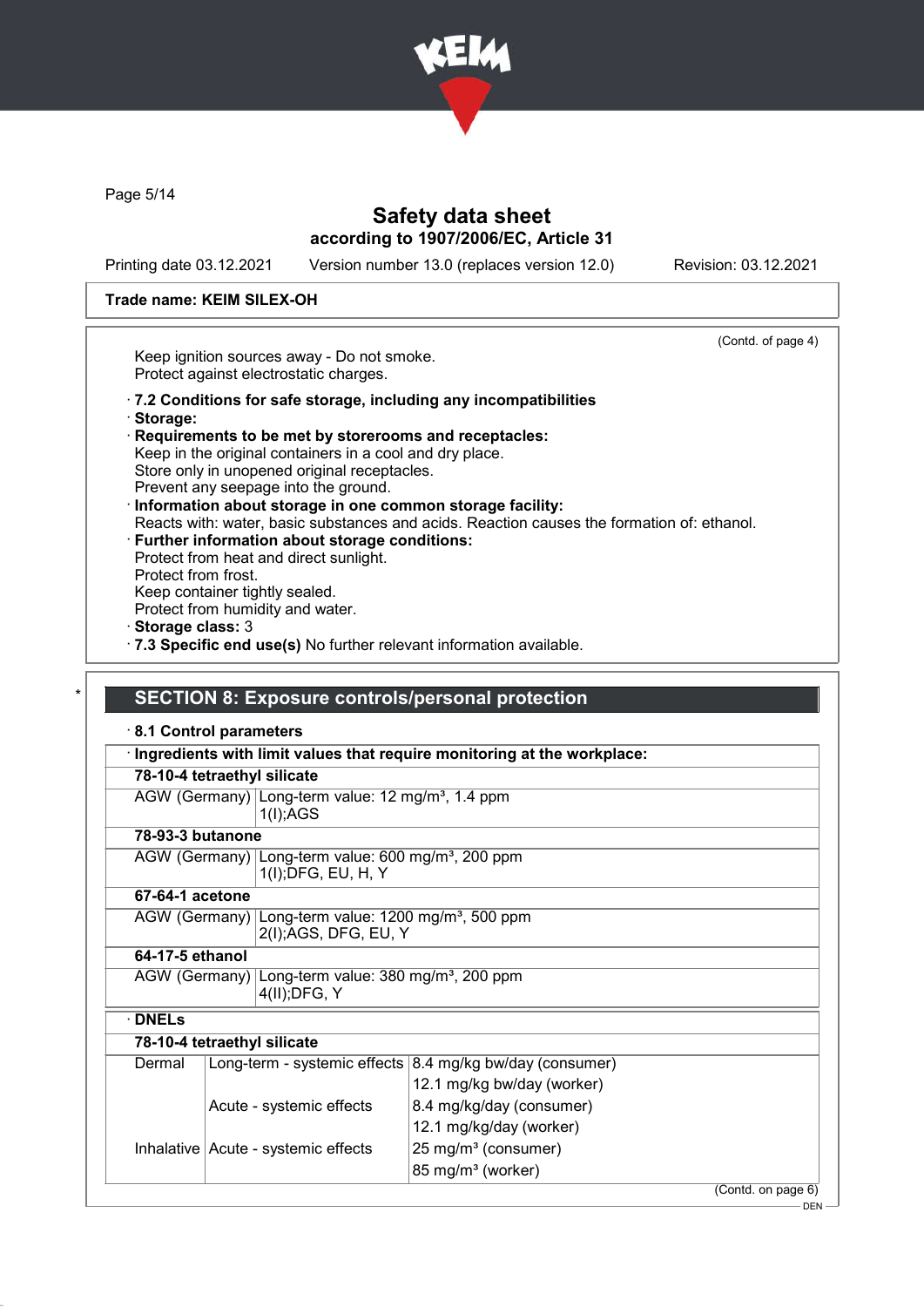Trade name: KEIM SILEX-OH

(Contd. of page 4)

Keep ignition sources away - Do not smoke.
Protect against electrostatic charges.

· **7.2 Conditions for safe storage, including any incompatibilities**
· **Storage:**
· **Requirements to be met by storerooms and receptacles:**
Keep in the original containers in a cool and dry place.
Store only in unopened original receptacles.
Prevent any seepage into the ground.
· **Information about storage in one common storage facility:**
Reacts with: water, basic substances and acids. Reaction causes the formation of: ethanol.
· **Further information about storage conditions:**
Protect from heat and direct sunlight.
Protect from frost.
Keep container tightly sealed.
Protect from humidity and water.
· **Storage class:** 3
· **7.3 Specific end use(s)** No further relevant information available.

## SECTION 8: Exposure controls/personal protection

· **8.1 Control parameters**

| · **Ingredients with limit values that require monitoring at the workplace:** | |
|---|---|
| **78-10-4 tetraethyl silicate** | |
| AGW (Germany) | Long-term value: 12 mg/m³, 1.4 ppm<br>1(I);AGS |
| **78-93-3 butanone** | |
| AGW (Germany) | Long-term value: 600 mg/m³, 200 ppm<br>1(I);DFG, EU, H, Y |
| **67-64-1 acetone** | |
| AGW (Germany) | Long-term value: 1200 mg/m³, 500 ppm<br>2(I);AGS, DFG, EU, Y |
| **64-17-5 ethanol** | |
| AGW (Germany) | Long-term value: 380 mg/m³, 200 ppm<br>4(II);DFG, Y |

| · **DNELs** | | |
|---|---|---|
| **78-10-4 tetraethyl silicate** | | |
| Dermal | Long-term - systemic effects | 8.4 mg/kg bw/day (consumer)<br>12.1 mg/kg bw/day (worker) |
| | Acute - systemic effects | 8.4 mg/kg/day (consumer)<br>12.1 mg/kg/day (worker) |
| Inhalative | Acute - systemic effects | 25 mg/m³ (consumer)<br>85 mg/m³ (worker) |

(Contd. on page 6)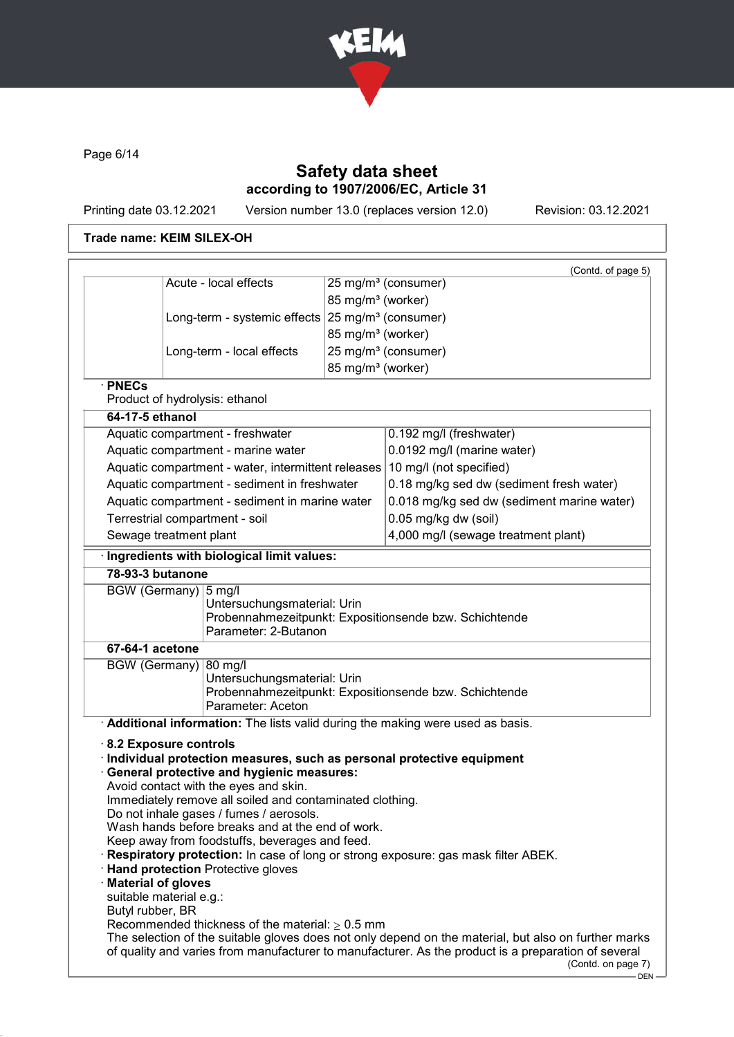**Trade name: KEIM SILEX-OH**

(Contd. of page 5)

| | | |
|---|---|---|
| | Acute - local effects | 25 mg/m³ (consumer) |
| | | 85 mg/m³ (worker) |
| | Long-term - systemic effects | 25 mg/m³ (consumer) |
| | | 85 mg/m³ (worker) |
| | Long-term - local effects | 25 mg/m³ (consumer) |
| | | 85 mg/m³ (worker) |

· **PNECs**

Product of hydrolysis: ethanol

| **64-17-5 ethanol** | |
|---|---|
| Aquatic compartment - freshwater | 0.192 mg/l (freshwater) |
| Aquatic compartment - marine water | 0.0192 mg/l (marine water) |
| Aquatic compartment - water, intermittent releases | 10 mg/l (not specified) |
| Aquatic compartment - sediment in freshwater | 0.18 mg/kg sed dw (sediment fresh water) |
| Aquatic compartment - sediment in marine water | 0.018 mg/kg sed dw (sediment marine water) |
| Terrestrial compartment - soil | 0.05 mg/kg dw (soil) |
| Sewage treatment plant | 4,000 mg/l (sewage treatment plant) |

· **Ingredients with biological limit values:**

| **78-93-3 butanone** | |
|---|---|
| BGW (Germany) | 5 mg/l<br>Untersuchungsmaterial: Urin<br>Probennahmezeitpunkt: Expositionsende bzw. Schichtende<br>Parameter: 2-Butanon |
| **67-64-1 acetone** | |
| BGW (Germany) | 80 mg/l<br>Untersuchungsmaterial: Urin<br>Probennahmezeitpunkt: Expositionsende bzw. Schichtende<br>Parameter: Aceton |

· **Additional information:** The lists valid during the making were used as basis.

· **8.2 Exposure controls**

· **Individual protection measures, such as personal protective equipment**

· **General protective and hygienic measures:**

Avoid contact with the eyes and skin.
Immediately remove all soiled and contaminated clothing.
Do not inhale gases / fumes / aerosols.
Wash hands before breaks and at the end of work.
Keep away from foodstuffs, beverages and feed.

· **Respiratory protection:** In case of long or strong exposure: gas mask filter ABEK.

· **Hand protection** Protective gloves

· **Material of gloves**

suitable material e.g.:
Butyl rubber, BR
Recommended thickness of the material: $\geq$ 0.5 mm
The selection of the suitable gloves does not only depend on the material, but also on further marks of quality and varies from manufacturer to manufacturer. As the product is a preparation of several

(Contd. on page 7)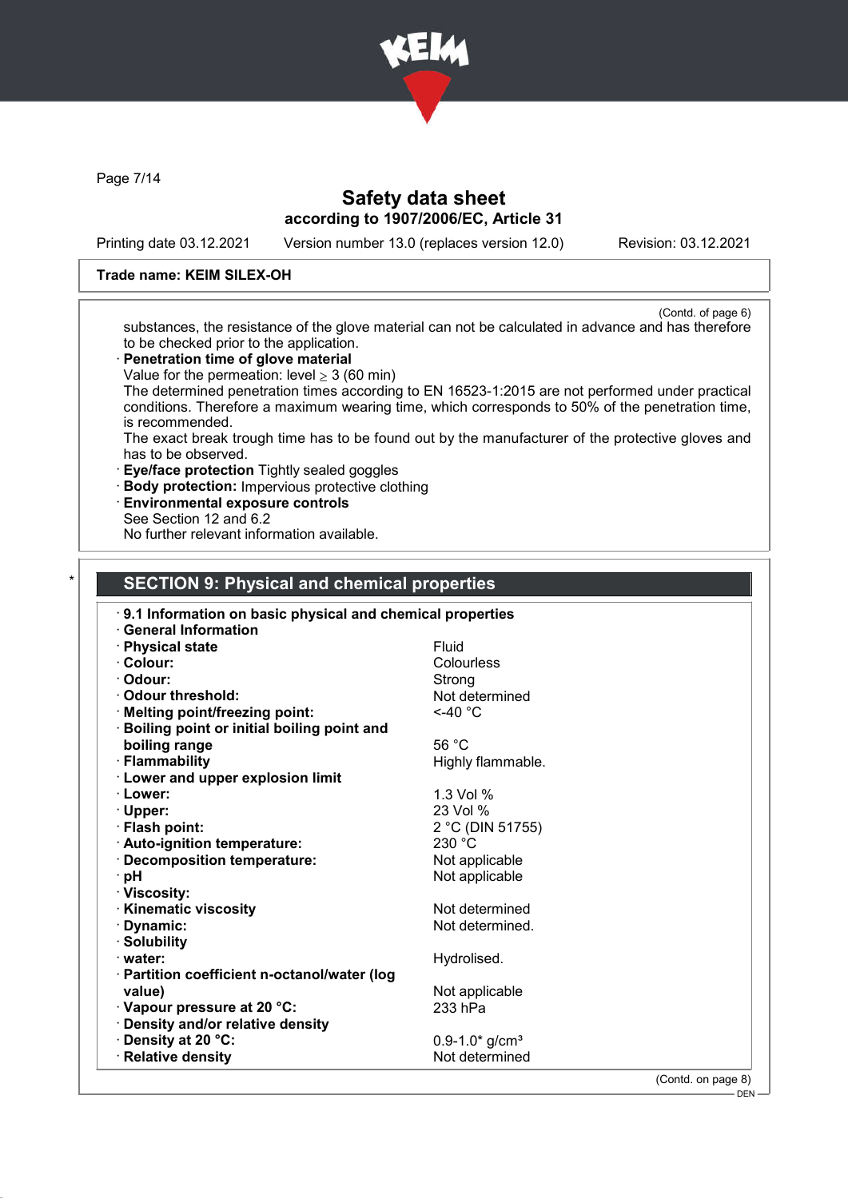**Trade name: KEIM SILEX-OH**

(Contd. of page 6)

substances, the resistance of the glove material can not be calculated in advance and has therefore to be checked prior to the application.

· **Penetration time of glove material**
Value for the permeation: level ≥ 3 (60 min)
The determined penetration times according to EN 16523-1:2015 are not performed under practical conditions. Therefore a maximum wearing time, which corresponds to 50% of the penetration time, is recommended.
The exact break trough time has to be found out by the manufacturer of the protective gloves and has to be observed.

· **Eye/face protection** Tightly sealed goggles
· **Body protection:** Impervious protective clothing
· **Environmental exposure controls**
See Section 12 and 6.2
No further relevant information available.

## SECTION 9: Physical and chemical properties

· **9.1 Information on basic physical and chemical properties**
· **General Information**

| | |
|---|---|
| · **Physical state** | Fluid |
| · **Colour:** | Colourless |
| · **Odour:** | Strong |
| · **Odour threshold:** | Not determined |
| · **Melting point/freezing point:** | <-40 °C |
| · **Boiling point or initial boiling point and boiling range** | 56 °C |
| · **Flammability** | Highly flammable. |
| · **Lower and upper explosion limit** | |
| · **Lower:** | 1.3 Vol % |
| · **Upper:** | 23 Vol % |
| · **Flash point:** | 2 °C (DIN 51755) |
| · **Auto-ignition temperature:** | 230 °C |
| · **Decomposition temperature:** | Not applicable |
| · **pH** | Not applicable |
| · **Viscosity:** | |
| · **Kinematic viscosity** | Not determined |
| · **Dynamic:** | Not determined. |
| · **Solubility** | |
| · **water:** | Hydrolised. |
| · **Partition coefficient n-octanol/water (log value)** | Not applicable |
| · **Vapour pressure at 20 °C:** | 233 hPa |
| · **Density and/or relative density** | |
| · **Density at 20 °C:** | 0.9-1.0* g/cm³ |
| · **Relative density** | Not determined |

(Contd. on page 8)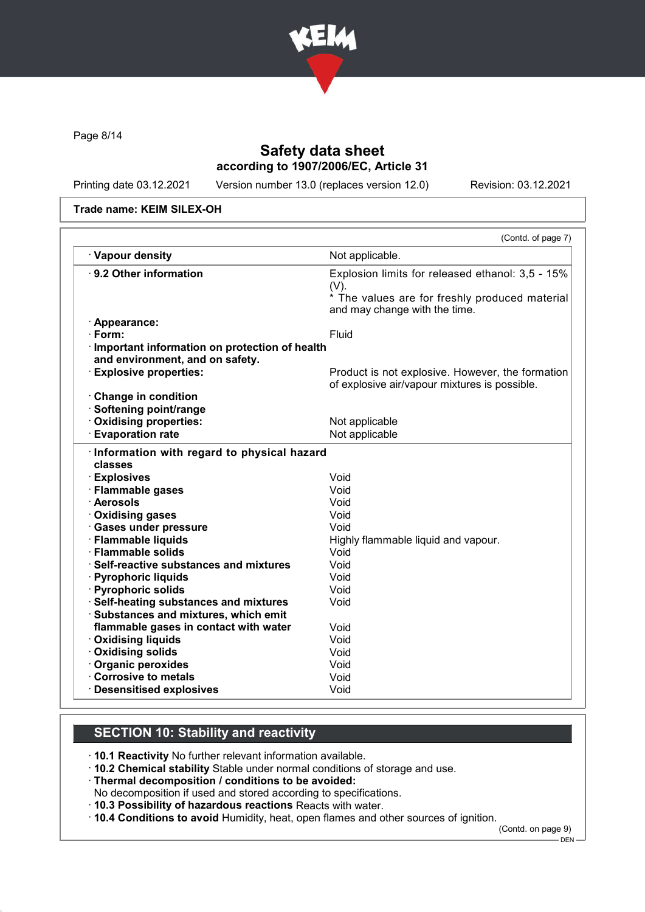Safety data sheet
according to 1907/2006/EC, Article 31

Printing date 03.12.2021 Version number 13.0 (replaces version 12.0) Revision: 03.12.2021

**Trade name: KEIM SILEX-OH**

(Contd. of page 7)

| | |
|---|---|
| · **Vapour density** | Not applicable. |
| · **9.2 Other information** | Explosion limits for released ethanol: 3,5 - 15% (V). * The values are for freshly produced material and may change with the time. |
| · **Appearance:** | |
| · **Form:** | Fluid |
| · **Important information on protection of health and environment, and on safety.** | |
| · **Explosive properties:** | Product is not explosive. However, the formation of explosive air/vapour mixtures is possible. |
| · **Change in condition** | |
| · **Softening point/range** | |
| · **Oxidising properties:** | Not applicable |
| · **Evaporation rate** | Not applicable |
| · **Information with regard to physical hazard classes** | |
| · **Explosives** | Void |
| · **Flammable gases** | Void |
| · **Aerosols** | Void |
| · **Oxidising gases** | Void |
| · **Gases under pressure** | Void |
| · **Flammable liquids** | Highly flammable liquid and vapour. |
| · **Flammable solids** | Void |
| · **Self-reactive substances and mixtures** | Void |
| · **Pyrophoric liquids** | Void |
| · **Pyrophoric solids** | Void |
| · **Self-heating substances and mixtures** | Void |
| · **Substances and mixtures, which emit flammable gases in contact with water** | Void |
| · **Oxidising liquids** | Void |
| · **Oxidising solids** | Void |
| · **Organic peroxides** | Void |
| · **Corrosive to metals** | Void |
| · **Desensitised explosives** | Void |

## SECTION 10: Stability and reactivity

· **10.1 Reactivity** No further relevant information available.
· **10.2 Chemical stability** Stable under normal conditions of storage and use.
· **Thermal decomposition / conditions to be avoided:**
No decomposition if used and stored according to specifications.
· **10.3 Possibility of hazardous reactions** Reacts with water.
· **10.4 Conditions to avoid** Humidity, heat, open flames and other sources of ignition.

(Contd. on page 9)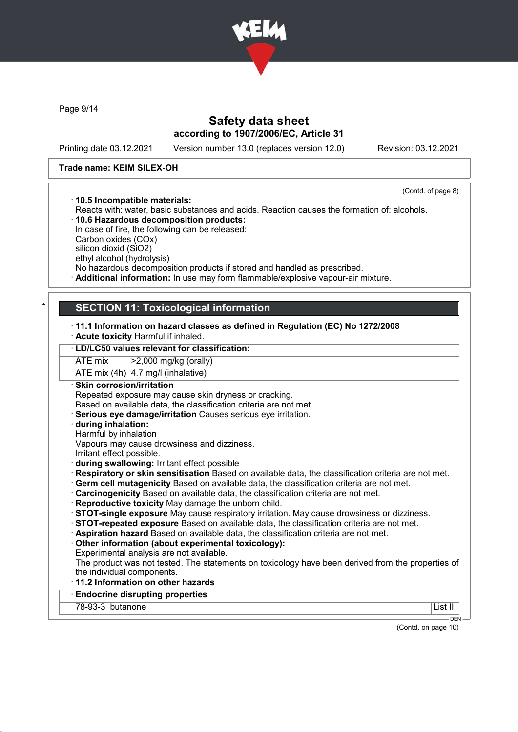Trade name: KEIM SILEX-OH

(Contd. of page 8)

· **10.5 Incompatible materials:**
Reacts with: water, basic substances and acids. Reaction causes the formation of: alcohols.
· **10.6 Hazardous decomposition products:**
In case of fire, the following can be released:
Carbon oxides (COx)
silicon dioxid ($SiO_2$)
ethyl alcohol (hydrolysis)
No hazardous decomposition products if stored and handled as prescribed.
· **Additional information:** In use may form flammable/explosive vapour-air mixture.

\*

## SECTION 11: Toxicological information

· **11.1 Information on hazard classes as defined in Regulation (EC) No 1272/2008**
· **Acute toxicity** Harmful if inhaled.

| · **LD/LC50 values relevant for classification:** | |
|---|---|
| ATE mix | >2,000 mg/kg (orally) |
| ATE mix (4h) | 4.7 mg/l (inhalative) |

· **Skin corrosion/irritation**
Repeated exposure may cause skin dryness or cracking.
Based on available data, the classification criteria are not met.
· **Serious eye damage/irritation** Causes serious eye irritation.
· **during inhalation:**
Harmful by inhalation
Vapours may cause drowsiness and dizziness.
Irritant effect possible.
· **during swallowing:** Irritant effect possible
· **Respiratory or skin sensitisation** Based on available data, the classification criteria are not met.
· **Germ cell mutagenicity** Based on available data, the classification criteria are not met.
· **Carcinogenicity** Based on available data, the classification criteria are not met.
· **Reproductive toxicity** May damage the unborn child.
· **STOT-single exposure** May cause respiratory irritation. May cause drowsiness or dizziness.
· **STOT-repeated exposure** Based on available data, the classification criteria are not met.
· **Aspiration hazard** Based on available data, the classification criteria are not met.
· **Other information (about experimental toxicology):**
Experimental analysis are not available.
The product was not tested. The statements on toxicology have been derived from the properties of the individual components.
· **11.2 Information on other hazards**

| · **Endocrine disrupting properties** | | |
|---|---|---|
| 78-93-3 | butanone | List II |

(Contd. on page 10)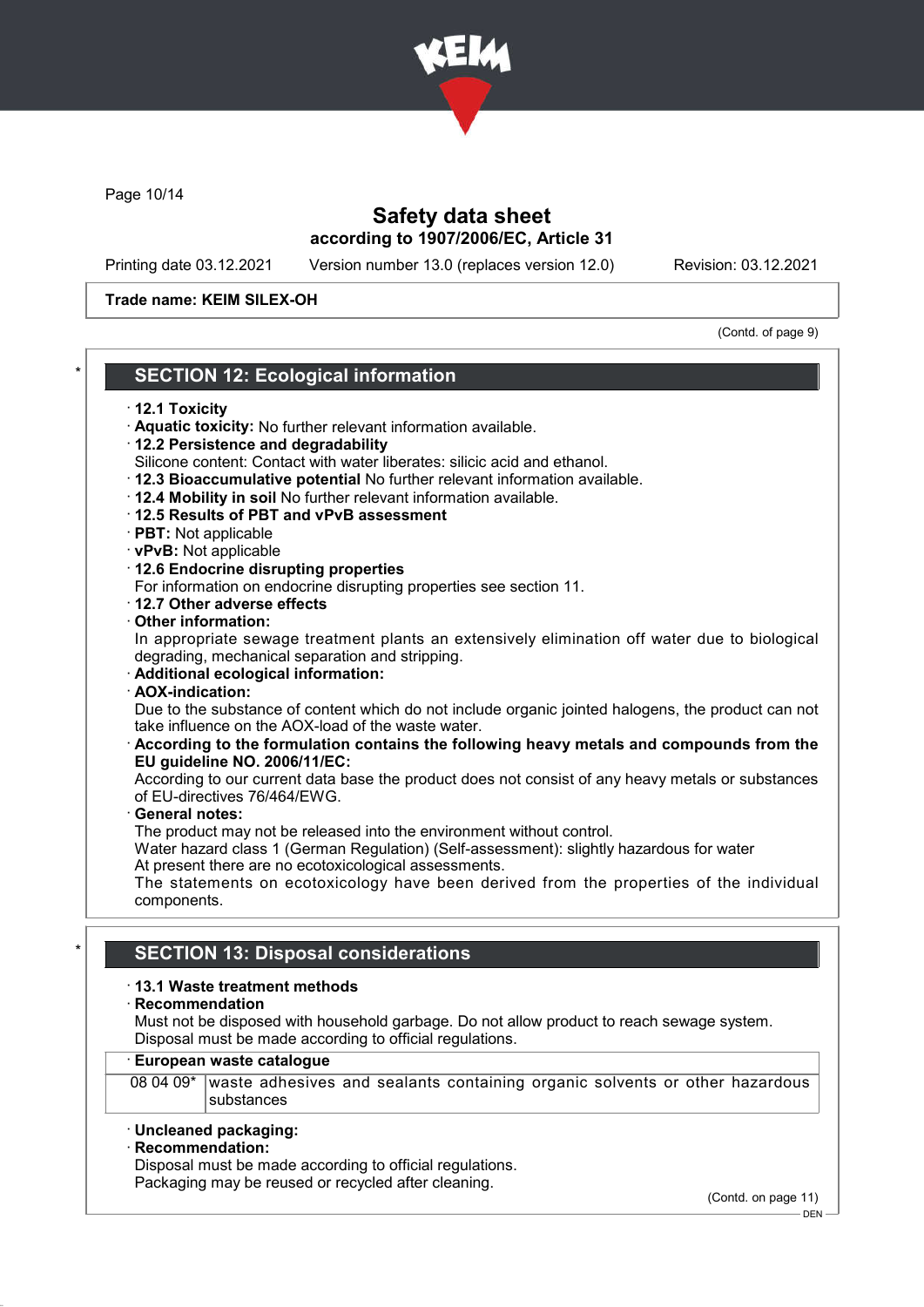Trade name: KEIM SILEX-OH

(Contd. of page 9)

## SECTION 12: Ecological information

· **12.1 Toxicity**
· **Aquatic toxicity:** No further relevant information available.
· **12.2 Persistence and degradability**
Silicone content: Contact with water liberates: silicic acid and ethanol.
· **12.3 Bioaccumulative potential** No further relevant information available.
· **12.4 Mobility in soil** No further relevant information available.
· **12.5 Results of PBT and vPvB assessment**
· **PBT:** Not applicable
· **vPvB:** Not applicable
· **12.6 Endocrine disrupting properties**
For information on endocrine disrupting properties see section 11.
· **12.7 Other adverse effects**
· **Other information:**
In appropriate sewage treatment plants an extensively elimination off water due to biological degrading, mechanical separation and stripping.
· **Additional ecological information:**
· **AOX-indication:**
Due to the substance of content which do not include organic jointed halogens, the product can not take influence on the AOX-load of the waste water.
· **According to the formulation contains the following heavy metals and compounds from the EU guideline NO. 2006/11/EC:**
According to our current data base the product does not consist of any heavy metals or substances of EU-directives 76/464/EWG.
· **General notes:**
The product may not be released into the environment without control.
Water hazard class 1 (German Regulation) (Self-assessment): slightly hazardous for water
At present there are no ecotoxicological assessments.
The statements on ecotoxicology have been derived from the properties of the individual components.

## SECTION 13: Disposal considerations

· **13.1 Waste treatment methods**
· **Recommendation**
Must not be disposed with household garbage. Do not allow product to reach sewage system.
Disposal must be made according to official regulations.

| · **European waste catalogue** | |
|---|---|
| 08 04 09* | waste adhesives and sealants containing organic solvents or other hazardous substances |

· **Uncleaned packaging:**
· **Recommendation:**
Disposal must be made according to official regulations.
Packaging may be reused or recycled after cleaning.

(Contd. on page 11)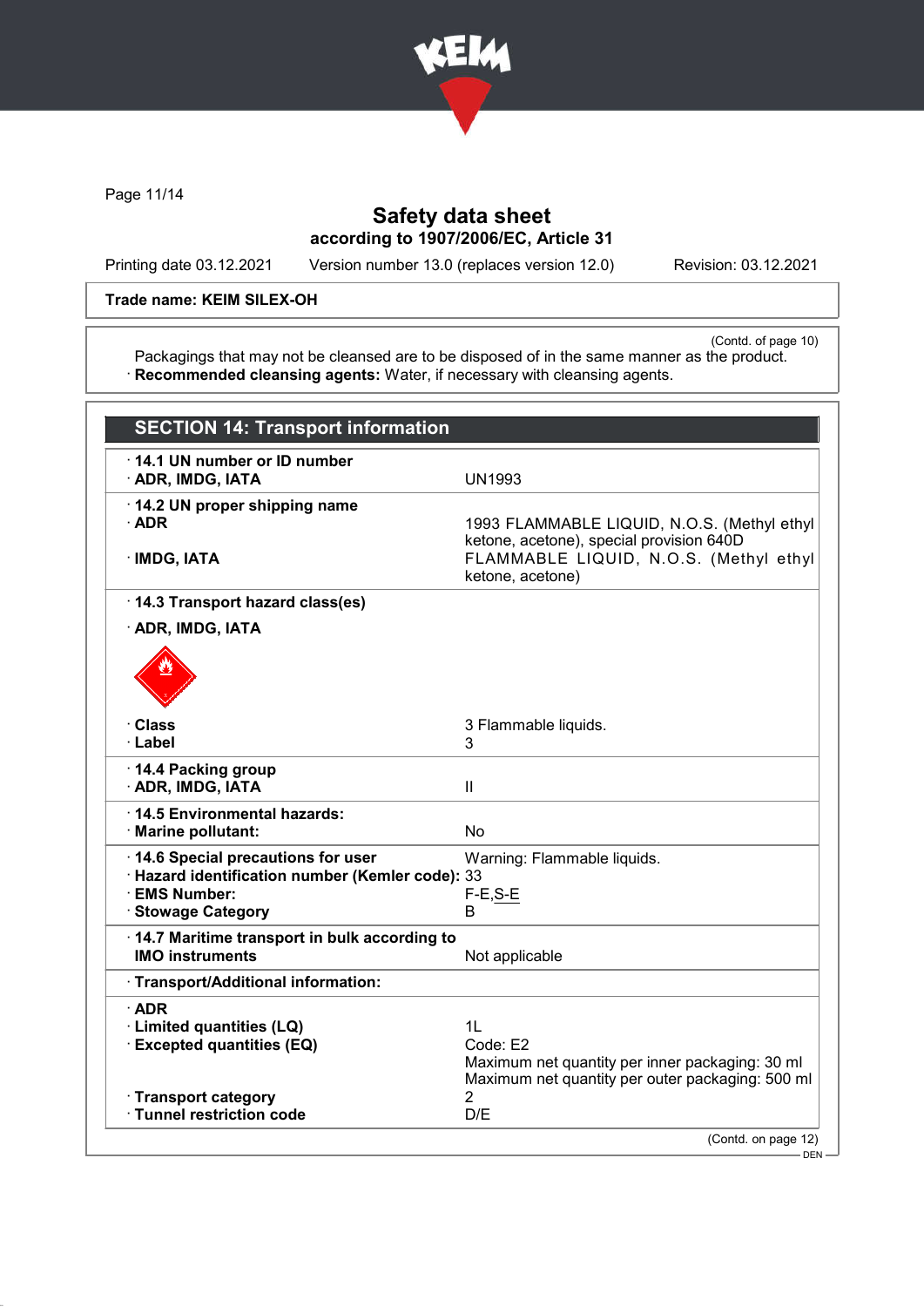**Safety data sheet**
**according to 1907/2006/EC, Article 31**

Printing date 03.12.2021 | Version number 13.0 (replaces version 12.0) | Revision: 03.12.2021

**Trade name: KEIM SILEX-OH**

(Contd. of page 10)

Packagings that may not be cleansed are to be disposed of in the same manner as the product.
· **Recommended cleansing agents:** Water, if necessary with cleansing agents.

## SECTION 14: Transport information

| | |
|---|---|
| · **14.1 UN number or ID number** | |
| · **ADR, IMDG, IATA** | UN1993 |
| · **14.2 UN proper shipping name** | |
| · **ADR** | 1993 FLAMMABLE LIQUID, N.O.S. (Methyl ethyl ketone, acetone), special provision 640D |
| · **IMDG, IATA** | FLAMMABLE LIQUID, N.O.S. (Methyl ethyl ketone, acetone) |
| · **14.3 Transport hazard class(es)** | |
| · **ADR, IMDG, IATA** | |
| · **Class** | 3 Flammable liquids. |
| · **Label** | 3 |
| · **14.4 Packing group** | |
| · **ADR, IMDG, IATA** | II |
| · **14.5 Environmental hazards:** | |
| · **Marine pollutant:** | No |
| · **14.6 Special precautions for user** | Warning: Flammable liquids. |
| · **Hazard identification number (Kemler code):** | 33 |
| · **EMS Number:** | F-E,S-E |
| · **Stowage Category** | B |
| · **14.7 Maritime transport in bulk according to IMO instruments** | Not applicable |
| · **Transport/Additional information:** | |
| · **ADR** | |
| · **Limited quantities (LQ)** | 1L |
| · **Excepted quantities (EQ)** | Code: E2<br>Maximum net quantity per inner packaging: 30 ml<br>Maximum net quantity per outer packaging: 500 ml |
| · **Transport category** | 2 |
| · **Tunnel restriction code** | D/E |

(Contd. on page 12)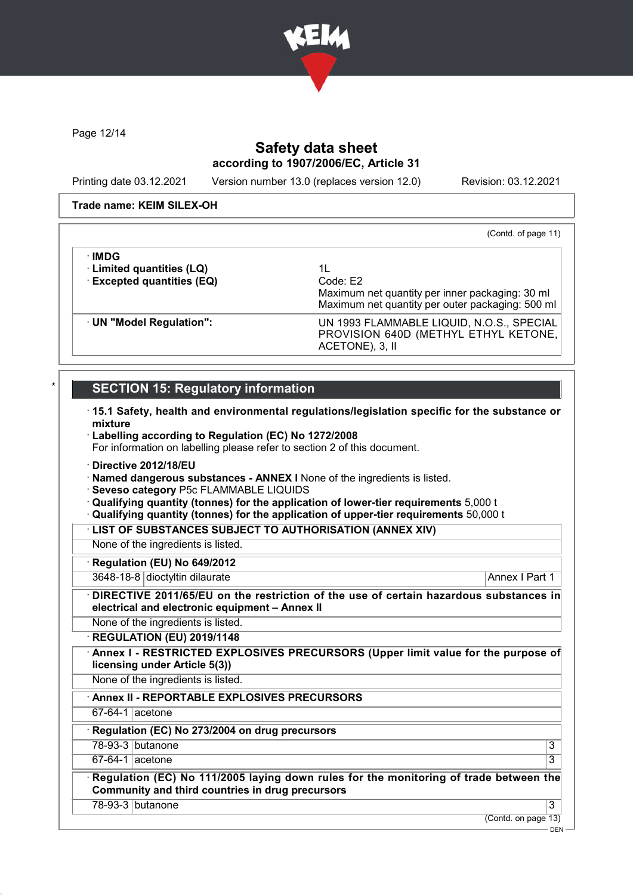Trade name: KEIM SILEX-OH

(Contd. of page 11)

| | |
|---|---|
| · **IMDG** | |
| · **Limited quantities (LQ)** | 1L |
| · **Excepted quantities (EQ)** | Code: E2<br>Maximum net quantity per inner packaging: 30 ml<br>Maximum net quantity per outer packaging: 500 ml |
| · **UN "Model Regulation":** | UN 1993 FLAMMABLE LIQUID, N.O.S., SPECIAL PROVISION 640D (METHYL ETHYL KETONE, ACETONE), 3, II |

## SECTION 15: Regulatory information

· **15.1 Safety, health and environmental regulations/legislation specific for the substance or mixture**

· **Labelling according to Regulation (EC) No 1272/2008**
For information on labelling please refer to section 2 of this document.

· **Directive 2012/18/EU**
· **Named dangerous substances - ANNEX I** None of the ingredients is listed.
· **Seveso category** P5c FLAMMABLE LIQUIDS
· **Qualifying quantity (tonnes) for the application of lower-tier requirements** 5,000 t
· **Qualifying quantity (tonnes) for the application of upper-tier requirements** 50,000 t

· **LIST OF SUBSTANCES SUBJECT TO AUTHORISATION (ANNEX XIV)**
None of the ingredients is listed.

· **Regulation (EU) No 649/2012**

| | | |
|---|---|---|
| 3648-18-8 | dioctyltin dilaurate | Annex I Part 1 |

· **DIRECTIVE 2011/65/EU on the restriction of the use of certain hazardous substances in electrical and electronic equipment – Annex II**
None of the ingredients is listed.

· **REGULATION (EU) 2019/1148**

· **Annex I - RESTRICTED EXPLOSIVES PRECURSORS (Upper limit value for the purpose of licensing under Article 5(3))**
None of the ingredients is listed.

· **Annex II - REPORTABLE EXPLOSIVES PRECURSORS**

| | |
|---|---|
| 67-64-1 | acetone |

· **Regulation (EC) No 273/2004 on drug precursors**

| | | |
|---|---|---|
| 78-93-3 | butanone | 3 |
| 67-64-1 | acetone | 3 |

· **Regulation (EC) No 111/2005 laying down rules for the monitoring of trade between the Community and third countries in drug precursors**

| | | |
|---|---|---|
| 78-93-3 | butanone | 3 |

(Contd. on page 13)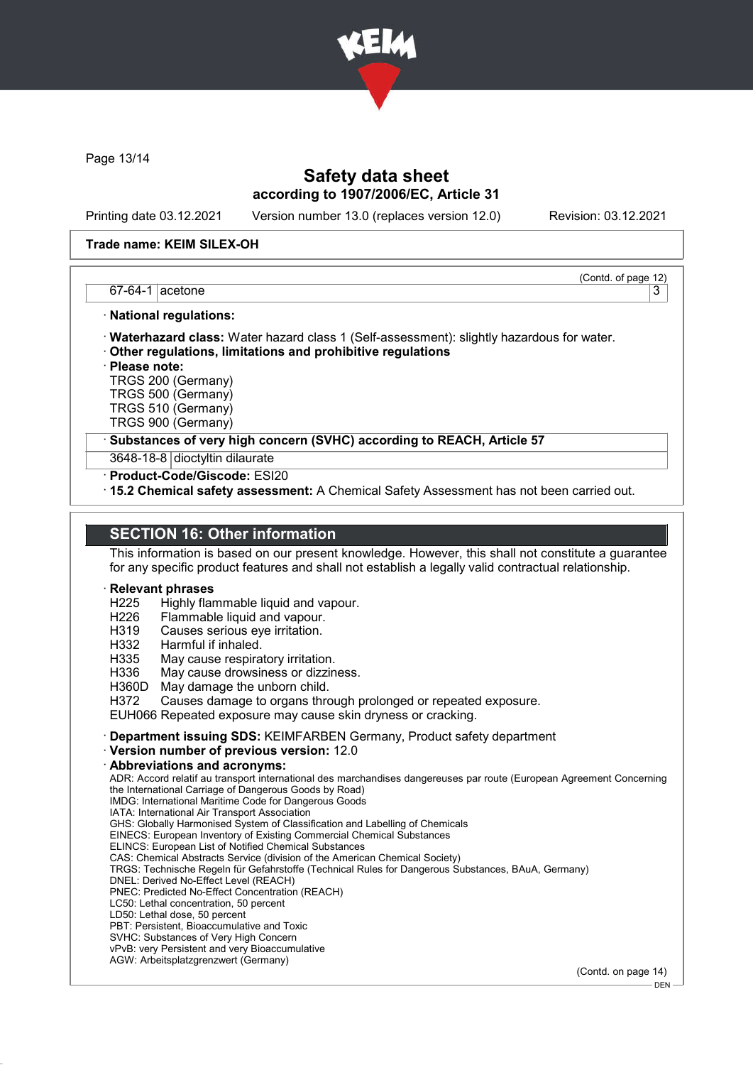Trade name: KEIM SILEX-OH

(Contd. of page 12)

| 67-64-1 | acetone | 3 |
|---|---|---|

· **National regulations:**

· **Waterhazard class:** Water hazard class 1 (Self-assessment): slightly hazardous for water.
· **Other regulations, limitations and prohibitive regulations**
· **Please note:**
TRGS 200 (Germany)
TRGS 500 (Germany)
TRGS 510 (Germany)
TRGS 900 (Germany)

· **Substances of very high concern (SVHC) according to REACH, Article 57**

| 3648-18-8 | dioctyltin dilaurate |
|---|---|

· **Product-Code/Giscode:** ESI20
· **15.2 Chemical safety assessment:** A Chemical Safety Assessment has not been carried out.

## SECTION 16: Other information

This information is based on our present knowledge. However, this shall not constitute a guarantee for any specific product features and shall not establish a legally valid contractual relationship.

· **Relevant phrases**
H225 Highly flammable liquid and vapour.
H226 Flammable liquid and vapour.
H319 Causes serious eye irritation.
H332 Harmful if inhaled.
H335 May cause respiratory irritation.
H336 May cause drowsiness or dizziness.
H360D May damage the unborn child.
H372 Causes damage to organs through prolonged or repeated exposure.
EUH066 Repeated exposure may cause skin dryness or cracking.

· **Department issuing SDS:** KEIMFARBEN Germany, Product safety department
· **Version number of previous version:** 12.0
· **Abbreviations and acronyms:**
ADR: Accord relatif au transport international des marchandises dangereuses par route (European Agreement Concerning the International Carriage of Dangerous Goods by Road)
IMDG: International Maritime Code for Dangerous Goods
IATA: International Air Transport Association
GHS: Globally Harmonised System of Classification and Labelling of Chemicals
EINECS: European Inventory of Existing Commercial Chemical Substances
ELINCS: European List of Notified Chemical Substances
CAS: Chemical Abstracts Service (division of the American Chemical Society)
TRGS: Technische Regeln für Gefahrstoffe (Technical Rules for Dangerous Substances, BAuA, Germany)
DNEL: Derived No-Effect Level (REACH)
PNEC: Predicted No-Effect Concentration (REACH)
LC50: Lethal concentration, 50 percent
LD50: Lethal dose, 50 percent
PBT: Persistent, Bioaccumulative and Toxic
SVHC: Substances of Very High Concern
vPvB: very Persistent and very Bioaccumulative
AGW: Arbeitsplatzgrenzwert (Germany)

(Contd. on page 14)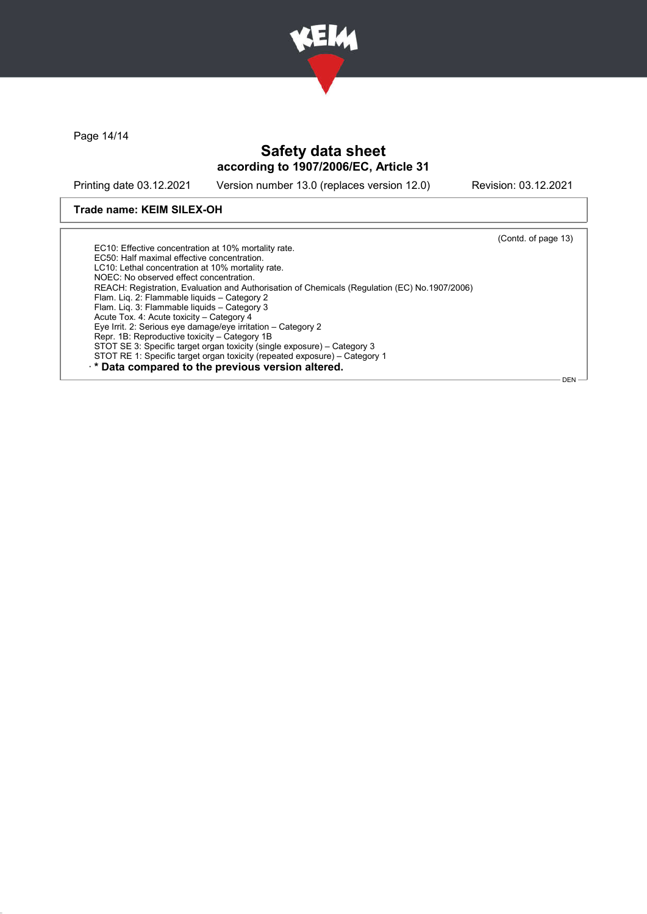**Trade name: KEIM SILEX-OH**

(Contd. of page 13)

EC10: Effective concentration at 10% mortality rate.
EC50: Half maximal effective concentration.
LC10: Lethal concentration at 10% mortality rate.
NOEC: No observed effect concentration.
REACH: Registration, Evaluation and Authorisation of Chemicals (Regulation (EC) No.1907/2006)
Flam. Liq. 2: Flammable liquids – Category 2
Flam. Liq. 3: Flammable liquids – Category 3
Acute Tox. 4: Acute toxicity – Category 4
Eye Irrit. 2: Serious eye damage/eye irritation – Category 2
Repr. 1B: Reproductive toxicity – Category 1B
STOT SE 3: Specific target organ toxicity (single exposure) – Category 3
STOT RE 1: Specific target organ toxicity (repeated exposure) – Category 1

· **\* Data compared to the previous version altered.**

DEN